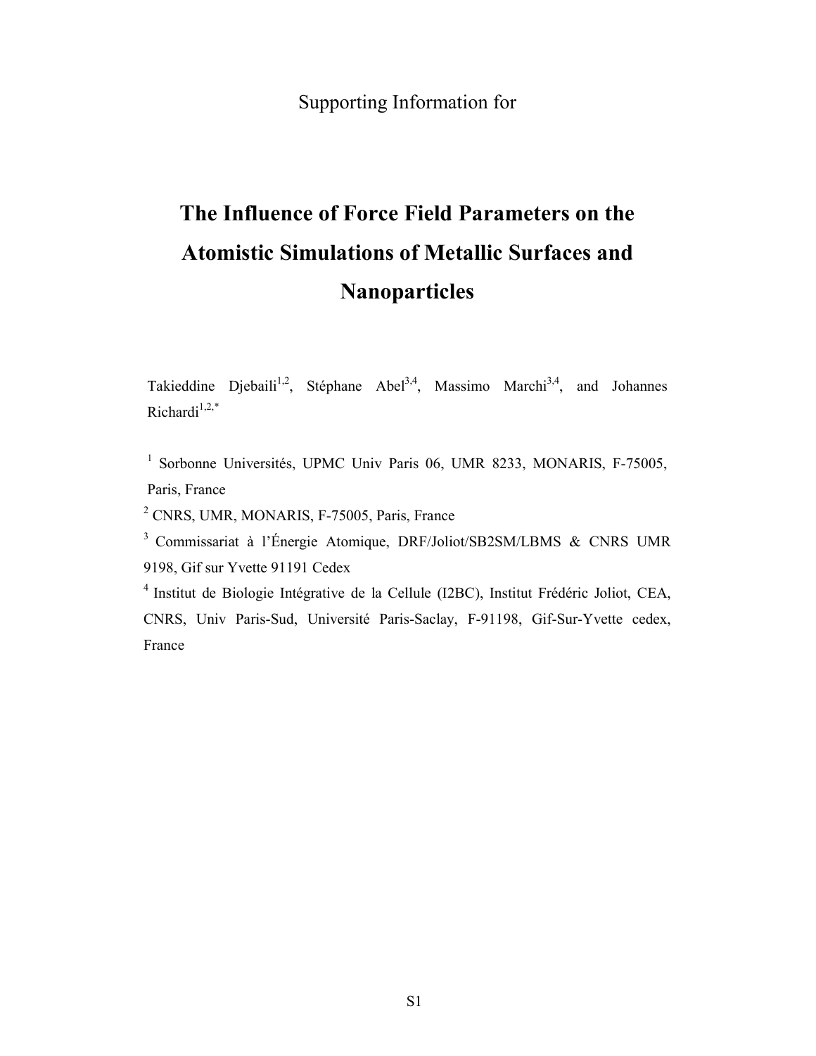Supporting Information for

# The Influence of Force Field Parameters on the Atomistic Simulations of Metallic Surfaces and Nanoparticles

Takieddine Djebaili[1,2], Stéphane Abel[3,4], Massimo Marchi[3,4], and Johannes Richardi[1,2,*]

[1] Sorbonne Universités, UPMC Univ Paris 06, UMR 8233, MONARIS, F-75005, Paris, France

[2] CNRS, UMR, MONARIS, F-75005, Paris, France

[3] Commissariat à l'Énergie Atomique, DRF/Joliot/SB2SM/LBMS & CNRS UMR 9198, Gif sur Yvette 91191 Cedex

[4] Institut de Biologie Intégrative de la Cellule (I2BC), Institut Frédéric Joliot, CEA, CNRS, Univ Paris-Sud, Université Paris-Saclay, F-91198, Gif-Sur-Yvette cedex, France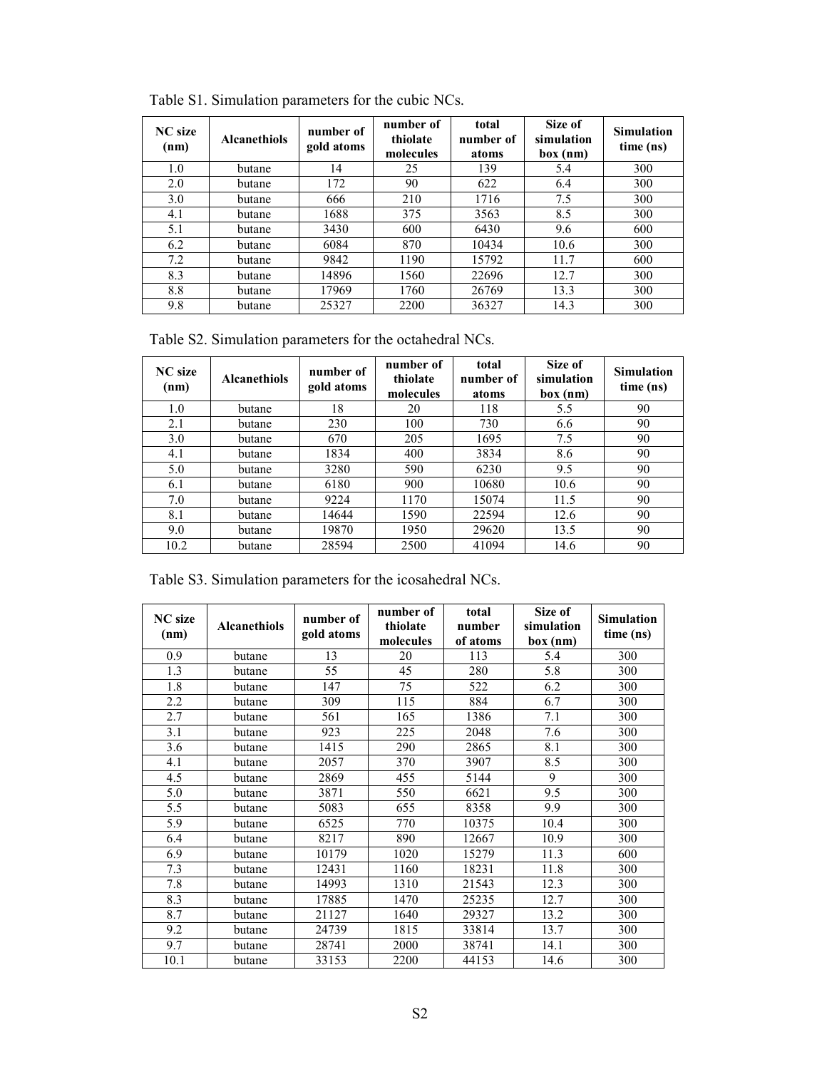Table S1. Simulation parameters for the cubic NCs.

| NC size (nm) | Alcanethiols | number of gold atoms | number of thiolate molecules | total number of atoms | Size of simulation box (nm) | Simulation time (ns) |
|---|---|---|---|---|---|---|
| 1.0 | butane | 14 | 25 | 139 | 5.4 | 300 |
| 2.0 | butane | 172 | 90 | 622 | 6.4 | 300 |
| 3.0 | butane | 666 | 210 | 1716 | 7.5 | 300 |
| 4.1 | butane | 1688 | 375 | 3563 | 8.5 | 300 |
| 5.1 | butane | 3430 | 600 | 6430 | 9.6 | 600 |
| 6.2 | butane | 6084 | 870 | 10434 | 10.6 | 300 |
| 7.2 | butane | 9842 | 1190 | 15792 | 11.7 | 600 |
| 8.3 | butane | 14896 | 1560 | 22696 | 12.7 | 300 |
| 8.8 | butane | 17969 | 1760 | 26769 | 13.3 | 300 |
| 9.8 | butane | 25327 | 2200 | 36327 | 14.3 | 300 |

Table S2. Simulation parameters for the octahedral NCs.

| NC size (nm) | Alcanethiols | number of gold atoms | number of thiolate molecules | total number of atoms | Size of simulation box (nm) | Simulation time (ns) |
|---|---|---|---|---|---|---|
| 1.0 | butane | 18 | 20 | 118 | 5.5 | 90 |
| 2.1 | butane | 230 | 100 | 730 | 6.6 | 90 |
| 3.0 | butane | 670 | 205 | 1695 | 7.5 | 90 |
| 4.1 | butane | 1834 | 400 | 3834 | 8.6 | 90 |
| 5.0 | butane | 3280 | 590 | 6230 | 9.5 | 90 |
| 6.1 | butane | 6180 | 900 | 10680 | 10.6 | 90 |
| 7.0 | butane | 9224 | 1170 | 15074 | 11.5 | 90 |
| 8.1 | butane | 14644 | 1590 | 22594 | 12.6 | 90 |
| 9.0 | butane | 19870 | 1950 | 29620 | 13.5 | 90 |
| 10.2 | butane | 28594 | 2500 | 41094 | 14.6 | 90 |

Table S3. Simulation parameters for the icosahedral NCs.

| NC size (nm) | Alcanethiols | number of gold atoms | number of thiolate molecules | total number of atoms | Size of simulation box (nm) | Simulation time (ns) |
|---|---|---|---|---|---|---|
| 0.9 | butane | 13 | 20 | 113 | 5.4 | 300 |
| 1.3 | butane | 55 | 45 | 280 | 5.8 | 300 |
| 1.8 | butane | 147 | 75 | 522 | 6.2 | 300 |
| 2.2 | butane | 309 | 115 | 884 | 6.7 | 300 |
| 2.7 | butane | 561 | 165 | 1386 | 7.1 | 300 |
| 3.1 | butane | 923 | 225 | 2048 | 7.6 | 300 |
| 3.6 | butane | 1415 | 290 | 2865 | 8.1 | 300 |
| 4.1 | butane | 2057 | 370 | 3907 | 8.5 | 300 |
| 4.5 | butane | 2869 | 455 | 5144 | 9 | 300 |
| 5.0 | butane | 3871 | 550 | 6621 | 9.5 | 300 |
| 5.5 | butane | 5083 | 655 | 8358 | 9.9 | 300 |
| 5.9 | butane | 6525 | 770 | 10375 | 10.4 | 300 |
| 6.4 | butane | 8217 | 890 | 12667 | 10.9 | 300 |
| 6.9 | butane | 10179 | 1020 | 15279 | 11.3 | 600 |
| 7.3 | butane | 12431 | 1160 | 18231 | 11.8 | 300 |
| 7.8 | butane | 14993 | 1310 | 21543 | 12.3 | 300 |
| 8.3 | butane | 17885 | 1470 | 25235 | 12.7 | 300 |
| 8.7 | butane | 21127 | 1640 | 29327 | 13.2 | 300 |
| 9.2 | butane | 24739 | 1815 | 33814 | 13.7 | 300 |
| 9.7 | butane | 28741 | 2000 | 38741 | 14.1 | 300 |
| 10.1 | butane | 33153 | 2200 | 44153 | 14.6 | 300 |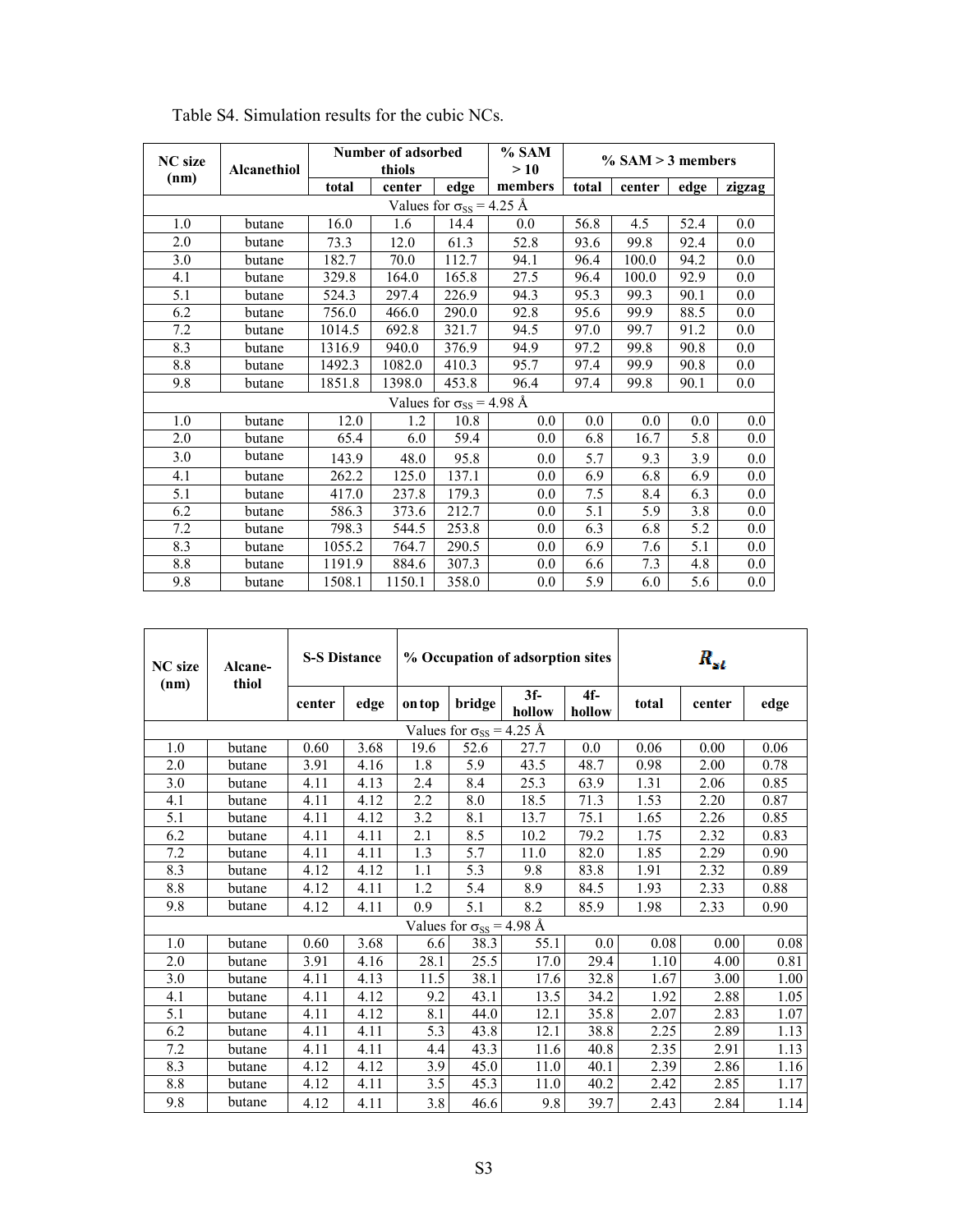Table S4. Simulation results for the cubic NCs.

| NC size (nm) | Alcanethiol | Number of adsorbed thiols | | | % SAM > 10 | % SAM > 3 members | | | |
|---|---|---|---|---|---|---|---|---|---|
| | | total | center | edge | members | total | center | edge | zigzag |
| Values for $\sigma_{SS}$ = 4.25 Å | | | | | | | | | |
| 1.0 | butane | 16.0 | 1.6 | 14.4 | 0.0 | 56.8 | 4.5 | 52.4 | 0.0 |
| 2.0 | butane | 73.3 | 12.0 | 61.3 | 52.8 | 93.6 | 99.8 | 92.4 | 0.0 |
| 3.0 | butane | 182.7 | 70.0 | 112.7 | 94.1 | 96.4 | 100.0 | 94.2 | 0.0 |
| 4.1 | butane | 329.8 | 164.0 | 165.8 | 27.5 | 96.4 | 100.0 | 92.9 | 0.0 |
| 5.1 | butane | 524.3 | 297.4 | 226.9 | 94.3 | 95.3 | 99.3 | 90.1 | 0.0 |
| 6.2 | butane | 756.0 | 466.0 | 290.0 | 92.8 | 95.6 | 99.9 | 88.5 | 0.0 |
| 7.2 | butane | 1014.5 | 692.8 | 321.7 | 94.5 | 97.0 | 99.7 | 91.2 | 0.0 |
| 8.3 | butane | 1316.9 | 940.0 | 376.9 | 94.9 | 97.2 | 99.8 | 90.8 | 0.0 |
| 8.8 | butane | 1492.3 | 1082.0 | 410.3 | 95.7 | 97.4 | 99.9 | 90.8 | 0.0 |
| 9.8 | butane | 1851.8 | 1398.0 | 453.8 | 96.4 | 97.4 | 99.8 | 90.1 | 0.0 |
| Values for $\sigma_{SS}$ = 4.98 Å | | | | | | | | | |
| 1.0 | butane | 12.0 | 1.2 | 10.8 | 0.0 | 0.0 | 0.0 | 0.0 | 0.0 |
| 2.0 | butane | 65.4 | 6.0 | 59.4 | 0.0 | 6.8 | 16.7 | 5.8 | 0.0 |
| 3.0 | butane | 143.9 | 48.0 | 95.8 | 0.0 | 5.7 | 9.3 | 3.9 | 0.0 |
| 4.1 | butane | 262.2 | 125.0 | 137.1 | 0.0 | 6.9 | 6.8 | 6.9 | 0.0 |
| 5.1 | butane | 417.0 | 237.8 | 179.3 | 0.0 | 7.5 | 8.4 | 6.3 | 0.0 |
| 6.2 | butane | 586.3 | 373.6 | 212.7 | 0.0 | 5.1 | 5.9 | 3.8 | 0.0 |
| 7.2 | butane | 798.3 | 544.5 | 253.8 | 0.0 | 6.3 | 6.8 | 5.2 | 0.0 |
| 8.3 | butane | 1055.2 | 764.7 | 290.5 | 0.0 | 6.9 | 7.6 | 5.1 | 0.0 |
| 8.8 | butane | 1191.9 | 884.6 | 307.3 | 0.0 | 6.6 | 7.3 | 4.8 | 0.0 |
| 9.8 | butane | 1508.1 | 1150.1 | 358.0 | 0.0 | 5.9 | 6.0 | 5.6 | 0.0 |

| NC size (nm) | Alcane-thiol | S-S Distance | | % Occupation of adsorption sites | | | | $R_{st}$ | | |
|---|---|---|---|---|---|---|---|---|---|---|
| | | center | edge | on top | bridge | 3f-hollow | 4f-hollow | total | center | edge |
| Values for $\sigma_{SS}$ = 4.25 Å | | | | | | | | | | |
| 1.0 | butane | 0.60 | 3.68 | 19.6 | 52.6 | 27.7 | 0.0 | 0.06 | 0.00 | 0.06 |
| 2.0 | butane | 3.91 | 4.16 | 1.8 | 5.9 | 43.5 | 48.7 | 0.98 | 2.00 | 0.78 |
| 3.0 | butane | 4.11 | 4.13 | 2.4 | 8.4 | 25.3 | 63.9 | 1.31 | 2.06 | 0.85 |
| 4.1 | butane | 4.11 | 4.12 | 2.2 | 8.0 | 18.5 | 71.3 | 1.53 | 2.20 | 0.87 |
| 5.1 | butane | 4.11 | 4.12 | 3.2 | 8.1 | 13.7 | 75.1 | 1.65 | 2.26 | 0.85 |
| 6.2 | butane | 4.11 | 4.11 | 2.1 | 8.5 | 10.2 | 79.2 | 1.75 | 2.32 | 0.83 |
| 7.2 | butane | 4.11 | 4.11 | 1.3 | 5.7 | 11.0 | 82.0 | 1.85 | 2.29 | 0.90 |
| 8.3 | butane | 4.12 | 4.12 | 1.1 | 5.3 | 9.8 | 83.8 | 1.91 | 2.32 | 0.89 |
| 8.8 | butane | 4.12 | 4.11 | 1.2 | 5.4 | 8.9 | 84.5 | 1.93 | 2.33 | 0.88 |
| 9.8 | butane | 4.12 | 4.11 | 0.9 | 5.1 | 8.2 | 85.9 | 1.98 | 2.33 | 0.90 |
| Values for $\sigma_{SS}$ = 4.98 Å | | | | | | | | | | |
| 1.0 | butane | 0.60 | 3.68 | 6.6 | 38.3 | 55.1 | 0.0 | 0.08 | 0.00 | 0.08 |
| 2.0 | butane | 3.91 | 4.16 | 28.1 | 25.5 | 17.0 | 29.4 | 1.10 | 4.00 | 0.81 |
| 3.0 | butane | 4.11 | 4.13 | 11.5 | 38.1 | 17.6 | 32.8 | 1.67 | 3.00 | 1.00 |
| 4.1 | butane | 4.11 | 4.12 | 9.2 | 43.1 | 13.5 | 34.2 | 1.92 | 2.88 | 1.05 |
| 5.1 | butane | 4.11 | 4.12 | 8.1 | 44.0 | 12.1 | 35.8 | 2.07 | 2.83 | 1.07 |
| 6.2 | butane | 4.11 | 4.11 | 5.3 | 43.8 | 12.1 | 38.8 | 2.25 | 2.89 | 1.13 |
| 7.2 | butane | 4.11 | 4.11 | 4.4 | 43.3 | 11.6 | 40.8 | 2.35 | 2.91 | 1.13 |
| 8.3 | butane | 4.12 | 4.12 | 3.9 | 45.0 | 11.0 | 40.1 | 2.39 | 2.86 | 1.16 |
| 8.8 | butane | 4.12 | 4.11 | 3.5 | 45.3 | 11.0 | 40.2 | 2.42 | 2.85 | 1.17 |
| 9.8 | butane | 4.12 | 4.11 | 3.8 | 46.6 | 9.8 | 39.7 | 2.43 | 2.84 | 1.14 |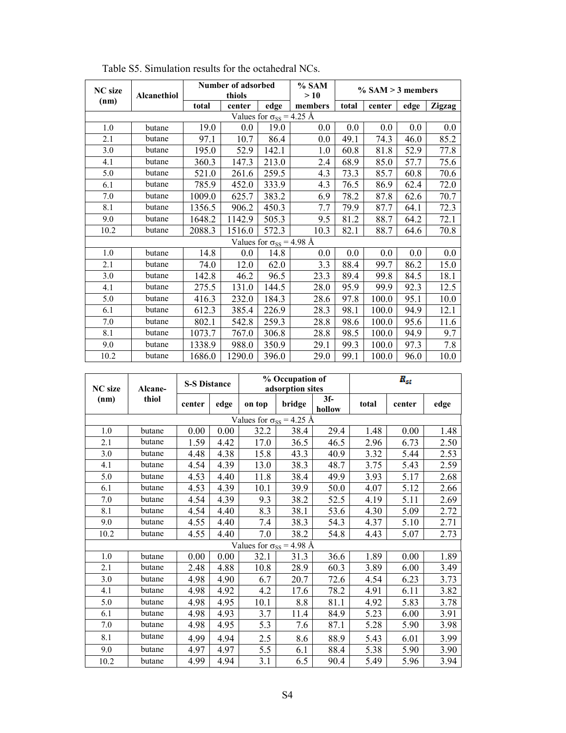Table S5. Simulation results for the octahedral NCs.

| NC size (nm) | Alcanethiol | Number of adsorbed thiols | | | % SAM > 10 | % SAM > 3 members | | | |
|---|---|---|---|---|---|---|---|---|---|
| | | total | center | edge | members | total | center | edge | Zigzag |
| Values for $\sigma_{SS}$ = 4.25 Å | | | | | | | | | |
| 1.0 | butane | 19.0 | 0.0 | 19.0 | 0.0 | 0.0 | 0.0 | 0.0 | 0.0 |
| 2.1 | butane | 97.1 | 10.7 | 86.4 | 0.0 | 49.1 | 74.3 | 46.0 | 85.2 |
| 3.0 | butane | 195.0 | 52.9 | 142.1 | 1.0 | 60.8 | 81.8 | 52.9 | 77.8 |
| 4.1 | butane | 360.3 | 147.3 | 213.0 | 2.4 | 68.9 | 85.0 | 57.7 | 75.6 |
| 5.0 | butane | 521.0 | 261.6 | 259.5 | 4.3 | 73.3 | 85.7 | 60.8 | 70.6 |
| 6.1 | butane | 785.9 | 452.0 | 333.9 | 4.3 | 76.5 | 86.9 | 62.4 | 72.0 |
| 7.0 | butane | 1009.0 | 625.7 | 383.2 | 6.9 | 78.2 | 87.8 | 62.6 | 70.7 |
| 8.1 | butane | 1356.5 | 906.2 | 450.3 | 7.7 | 79.9 | 87.7 | 64.1 | 72.3 |
| 9.0 | butane | 1648.2 | 1142.9 | 505.3 | 9.5 | 81.2 | 88.7 | 64.2 | 72.1 |
| 10.2 | butane | 2088.3 | 1516.0 | 572.3 | 10.3 | 82.1 | 88.7 | 64.6 | 70.8 |
| Values for $\sigma_{SS}$ = 4.98 Å | | | | | | | | | |
| 1.0 | butane | 14.8 | 0.0 | 14.8 | 0.0 | 0.0 | 0.0 | 0.0 | 0.0 |
| 2.1 | butane | 74.0 | 12.0 | 62.0 | 3.3 | 88.4 | 99.7 | 86.2 | 15.0 |
| 3.0 | butane | 142.8 | 46.2 | 96.5 | 23.3 | 89.4 | 99.8 | 84.5 | 18.1 |
| 4.1 | butane | 275.5 | 131.0 | 144.5 | 28.0 | 95.9 | 99.9 | 92.3 | 12.5 |
| 5.0 | butane | 416.3 | 232.0 | 184.3 | 28.6 | 97.8 | 100.0 | 95.1 | 10.0 |
| 6.1 | butane | 612.3 | 385.4 | 226.9 | 28.3 | 98.1 | 100.0 | 94.9 | 12.1 |
| 7.0 | butane | 802.1 | 542.8 | 259.3 | 28.8 | 98.6 | 100.0 | 95.6 | 11.6 |
| 8.1 | butane | 1073.7 | 767.0 | 306.8 | 28.8 | 98.5 | 100.0 | 94.9 | 9.7 |
| 9.0 | butane | 1338.9 | 988.0 | 350.9 | 29.1 | 99.3 | 100.0 | 97.3 | 7.8 |
| 10.2 | butane | 1686.0 | 1290.0 | 396.0 | 29.0 | 99.1 | 100.0 | 96.0 | 10.0 |

| NC size (nm) | Alcane-thiol | S-S Distance | | % Occupation of adsorption sites | | | $R_{st}$ | | |
|---|---|---|---|---|---|---|---|---|---|
| | | center | edge | on top | bridge | 3f-hollow | total | center | edge |
| Values for $\sigma_{SS}$ = 4.25 Å | | | | | | | | | |
| 1.0 | butane | 0.00 | 0.00 | 32.2 | 38.4 | 29.4 | 1.48 | 0.00 | 1.48 |
| 2.1 | butane | 1.59 | 4.42 | 17.0 | 36.5 | 46.5 | 2.96 | 6.73 | 2.50 |
| 3.0 | butane | 4.48 | 4.38 | 15.8 | 43.3 | 40.9 | 3.32 | 5.44 | 2.53 |
| 4.1 | butane | 4.54 | 4.39 | 13.0 | 38.3 | 48.7 | 3.75 | 5.43 | 2.59 |
| 5.0 | butane | 4.53 | 4.40 | 11.8 | 38.4 | 49.9 | 3.93 | 5.17 | 2.68 |
| 6.1 | butane | 4.53 | 4.39 | 10.1 | 39.9 | 50.0 | 4.07 | 5.12 | 2.66 |
| 7.0 | butane | 4.54 | 4.39 | 9.3 | 38.2 | 52.5 | 4.19 | 5.11 | 2.69 |
| 8.1 | butane | 4.54 | 4.40 | 8.3 | 38.1 | 53.6 | 4.30 | 5.09 | 2.72 |
| 9.0 | butane | 4.55 | 4.40 | 7.4 | 38.3 | 54.3 | 4.37 | 5.10 | 2.71 |
| 10.2 | butane | 4.55 | 4.40 | 7.0 | 38.2 | 54.8 | 4.43 | 5.07 | 2.73 |
| Values for $\sigma_{SS}$ = 4.98 Å | | | | | | | | | |
| 1.0 | butane | 0.00 | 0.00 | 32.1 | 31.3 | 36.6 | 1.89 | 0.00 | 1.89 |
| 2.1 | butane | 2.48 | 4.88 | 10.8 | 28.9 | 60.3 | 3.89 | 6.00 | 3.49 |
| 3.0 | butane | 4.98 | 4.90 | 6.7 | 20.7 | 72.6 | 4.54 | 6.23 | 3.73 |
| 4.1 | butane | 4.98 | 4.92 | 4.2 | 17.6 | 78.2 | 4.91 | 6.11 | 3.82 |
| 5.0 | butane | 4.98 | 4.95 | 10.1 | 8.8 | 81.1 | 4.92 | 5.83 | 3.78 |
| 6.1 | butane | 4.98 | 4.93 | 3.7 | 11.4 | 84.9 | 5.23 | 6.00 | 3.91 |
| 7.0 | butane | 4.98 | 4.95 | 5.3 | 7.6 | 87.1 | 5.28 | 5.90 | 3.98 |
| 8.1 | butane | 4.99 | 4.94 | 2.5 | 8.6 | 88.9 | 5.43 | 6.01 | 3.99 |
| 9.0 | butane | 4.97 | 4.97 | 5.5 | 6.1 | 88.4 | 5.38 | 5.90 | 3.90 |
| 10.2 | butane | 4.99 | 4.94 | 3.1 | 6.5 | 90.4 | 5.49 | 5.96 | 3.94 |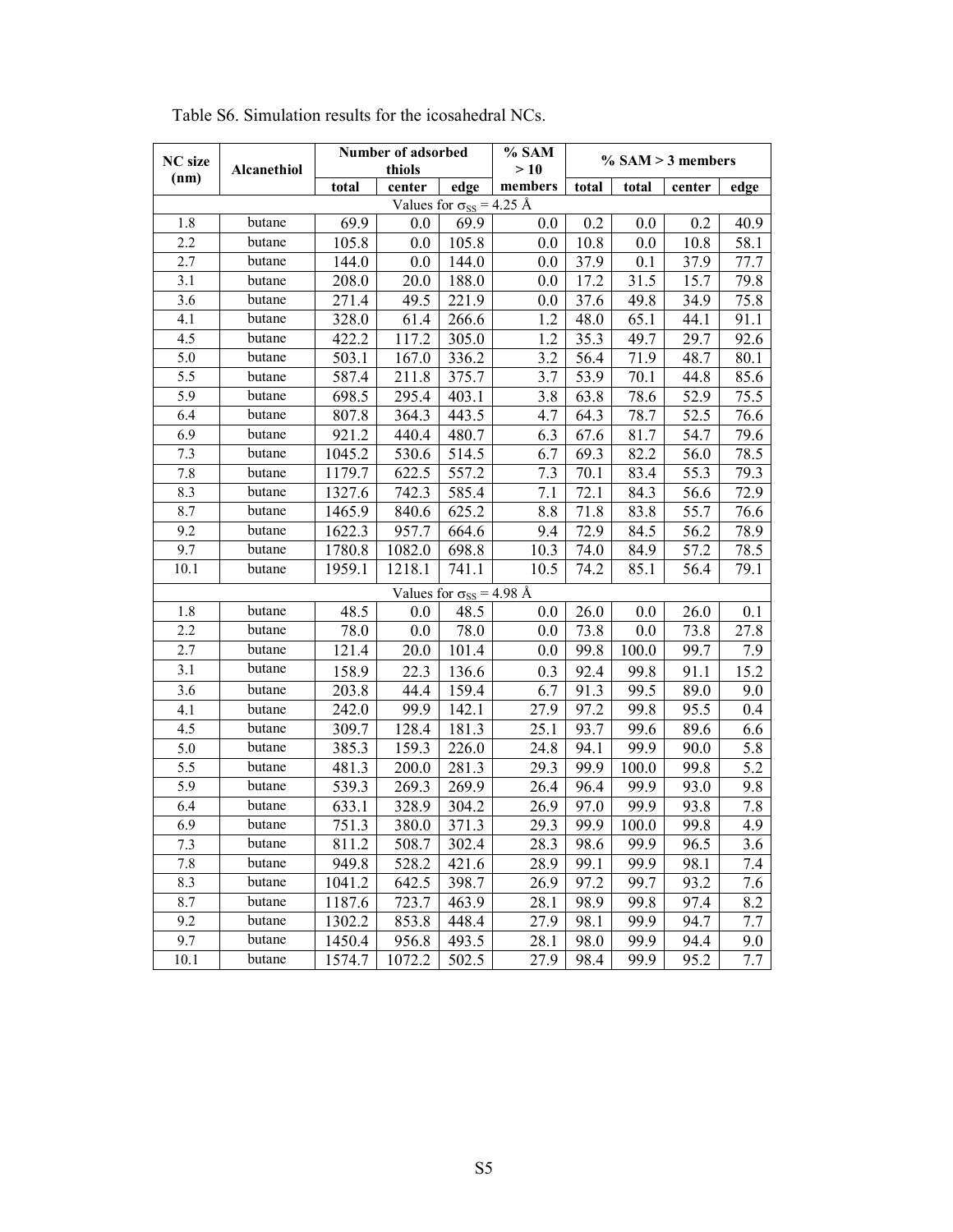Table S6. Simulation results for the icosahedral NCs.

| NC size (nm) | Alcanethiol | Number of adsorbed thiols | | | % SAM > 10 members | % SAM > 3 members | | | |
|---|---|---|---|---|---|---|---|---|---|
| | | total | center | edge | | total | total | center | edge |
| Values for $\sigma_{SS}$ = 4.25 Å | | | | | | | | | |
| 1.8 | butane | 69.9 | 0.0 | 69.9 | 0.0 | 0.2 | 0.0 | 0.2 | 40.9 |
| 2.2 | butane | 105.8 | 0.0 | 105.8 | 0.0 | 10.8 | 0.0 | 10.8 | 58.1 |
| 2.7 | butane | 144.0 | 0.0 | 144.0 | 0.0 | 37.9 | 0.1 | 37.9 | 77.7 |
| 3.1 | butane | 208.0 | 20.0 | 188.0 | 0.0 | 17.2 | 31.5 | 15.7 | 79.8 |
| 3.6 | butane | 271.4 | 49.5 | 221.9 | 0.0 | 37.6 | 49.8 | 34.9 | 75.8 |
| 4.1 | butane | 328.0 | 61.4 | 266.6 | 1.2 | 48.0 | 65.1 | 44.1 | 91.1 |
| 4.5 | butane | 422.2 | 117.2 | 305.0 | 1.2 | 35.3 | 49.7 | 29.7 | 92.6 |
| 5.0 | butane | 503.1 | 167.0 | 336.2 | 3.2 | 56.4 | 71.9 | 48.7 | 80.1 |
| 5.5 | butane | 587.4 | 211.8 | 375.7 | 3.7 | 53.9 | 70.1 | 44.8 | 85.6 |
| 5.9 | butane | 698.5 | 295.4 | 403.1 | 3.8 | 63.8 | 78.6 | 52.9 | 75.5 |
| 6.4 | butane | 807.8 | 364.3 | 443.5 | 4.7 | 64.3 | 78.7 | 52.5 | 76.6 |
| 6.9 | butane | 921.2 | 440.4 | 480.7 | 6.3 | 67.6 | 81.7 | 54.7 | 79.6 |
| 7.3 | butane | 1045.2 | 530.6 | 514.5 | 6.7 | 69.3 | 82.2 | 56.0 | 78.5 |
| 7.8 | butane | 1179.7 | 622.5 | 557.2 | 7.3 | 70.1 | 83.4 | 55.3 | 79.3 |
| 8.3 | butane | 1327.6 | 742.3 | 585.4 | 7.1 | 72.1 | 84.3 | 56.6 | 72.9 |
| 8.7 | butane | 1465.9 | 840.6 | 625.2 | 8.8 | 71.8 | 83.8 | 55.7 | 76.6 |
| 9.2 | butane | 1622.3 | 957.7 | 664.6 | 9.4 | 72.9 | 84.5 | 56.2 | 78.9 |
| 9.7 | butane | 1780.8 | 1082.0 | 698.8 | 10.3 | 74.0 | 84.9 | 57.2 | 78.5 |
| 10.1 | butane | 1959.1 | 1218.1 | 741.1 | 10.5 | 74.2 | 85.1 | 56.4 | 79.1 |
| Values for $\sigma_{SS}$ = 4.98 Å | | | | | | | | | |
| 1.8 | butane | 48.5 | 0.0 | 48.5 | 0.0 | 26.0 | 0.0 | 26.0 | 0.1 |
| 2.2 | butane | 78.0 | 0.0 | 78.0 | 0.0 | 73.8 | 0.0 | 73.8 | 27.8 |
| 2.7 | butane | 121.4 | 20.0 | 101.4 | 0.0 | 99.8 | 100.0 | 99.7 | 7.9 |
| 3.1 | butane | 158.9 | 22.3 | 136.6 | 0.3 | 92.4 | 99.8 | 91.1 | 15.2 |
| 3.6 | butane | 203.8 | 44.4 | 159.4 | 6.7 | 91.3 | 99.5 | 89.0 | 9.0 |
| 4.1 | butane | 242.0 | 99.9 | 142.1 | 27.9 | 97.2 | 99.8 | 95.5 | 0.4 |
| 4.5 | butane | 309.7 | 128.4 | 181.3 | 25.1 | 93.7 | 99.6 | 89.6 | 6.6 |
| 5.0 | butane | 385.3 | 159.3 | 226.0 | 24.8 | 94.1 | 99.9 | 90.0 | 5.8 |
| 5.5 | butane | 481.3 | 200.0 | 281.3 | 29.3 | 99.9 | 100.0 | 99.8 | 5.2 |
| 5.9 | butane | 539.3 | 269.3 | 269.9 | 26.4 | 96.4 | 99.9 | 93.0 | 9.8 |
| 6.4 | butane | 633.1 | 328.9 | 304.2 | 26.9 | 97.0 | 99.9 | 93.8 | 7.8 |
| 6.9 | butane | 751.3 | 380.0 | 371.3 | 29.3 | 99.9 | 100.0 | 99.8 | 4.9 |
| 7.3 | butane | 811.2 | 508.7 | 302.4 | 28.3 | 98.6 | 99.9 | 96.5 | 3.6 |
| 7.8 | butane | 949.8 | 528.2 | 421.6 | 28.9 | 99.1 | 99.9 | 98.1 | 7.4 |
| 8.3 | butane | 1041.2 | 642.5 | 398.7 | 26.9 | 97.2 | 99.7 | 93.2 | 7.6 |
| 8.7 | butane | 1187.6 | 723.7 | 463.9 | 28.1 | 98.9 | 99.8 | 97.4 | 8.2 |
| 9.2 | butane | 1302.2 | 853.8 | 448.4 | 27.9 | 98.1 | 99.9 | 94.7 | 7.7 |
| 9.7 | butane | 1450.4 | 956.8 | 493.5 | 28.1 | 98.0 | 99.9 | 94.4 | 9.0 |
| 10.1 | butane | 1574.7 | 1072.2 | 502.5 | 27.9 | 98.4 | 99.9 | 95.2 | 7.7 |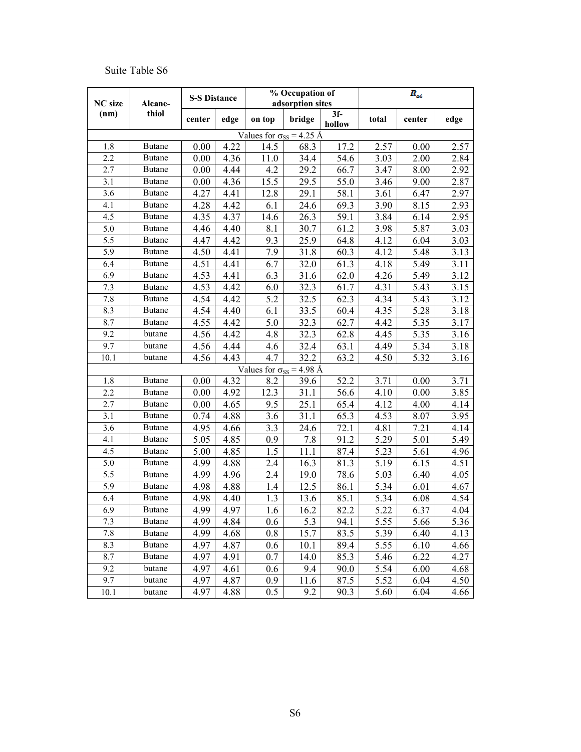Suite Table S6

| NC size (nm) | Alcane-thiol | S-S Distance | | % Occupation of adsorption sites | | | $R_{st}$ | | |
|---|---|---|---|---|---|---|---|---|---|
| | | center | edge | on top | bridge | 3f-hollow | total | center | edge |
| Values for $\sigma_{SS}$ = 4.25 Å | | | | | | | | | |
| 1.8 | Butane | 0.00 | 4.22 | 14.5 | 68.3 | 17.2 | 2.57 | 0.00 | 2.57 |
| 2.2 | Butane | 0.00 | 4.36 | 11.0 | 34.4 | 54.6 | 3.03 | 2.00 | 2.84 |
| 2.7 | Butane | 0.00 | 4.44 | 4.2 | 29.2 | 66.7 | 3.47 | 8.00 | 2.92 |
| 3.1 | Butane | 0.00 | 4.36 | 15.5 | 29.5 | 55.0 | 3.46 | 9.00 | 2.87 |
| 3.6 | Butane | 4.27 | 4.41 | 12.8 | 29.1 | 58.1 | 3.61 | 6.47 | 2.97 |
| 4.1 | Butane | 4.28 | 4.42 | 6.1 | 24.6 | 69.3 | 3.90 | 8.15 | 2.93 |
| 4.5 | Butane | 4.35 | 4.37 | 14.6 | 26.3 | 59.1 | 3.84 | 6.14 | 2.95 |
| 5.0 | Butane | 4.46 | 4.40 | 8.1 | 30.7 | 61.2 | 3.98 | 5.87 | 3.03 |
| 5.5 | Butane | 4.47 | 4.42 | 9.3 | 25.9 | 64.8 | 4.12 | 6.04 | 3.03 |
| 5.9 | Butane | 4.50 | 4.41 | 7.9 | 31.8 | 60.3 | 4.12 | 5.48 | 3.13 |
| 6.4 | Butane | 4.51 | 4.41 | 6.7 | 32.0 | 61.3 | 4.18 | 5.49 | 3.11 |
| 6.9 | Butane | 4.53 | 4.41 | 6.3 | 31.6 | 62.0 | 4.26 | 5.49 | 3.12 |
| 7.3 | Butane | 4.53 | 4.42 | 6.0 | 32.3 | 61.7 | 4.31 | 5.43 | 3.15 |
| 7.8 | Butane | 4.54 | 4.42 | 5.2 | 32.5 | 62.3 | 4.34 | 5.43 | 3.12 |
| 8.3 | Butane | 4.54 | 4.40 | 6.1 | 33.5 | 60.4 | 4.35 | 5.28 | 3.18 |
| 8.7 | Butane | 4.55 | 4.42 | 5.0 | 32.3 | 62.7 | 4.42 | 5.35 | 3.17 |
| 9.2 | butane | 4.56 | 4.42 | 4.8 | 32.3 | 62.8 | 4.45 | 5.35 | 3.16 |
| 9.7 | butane | 4.56 | 4.44 | 4.6 | 32.4 | 63.1 | 4.49 | 5.34 | 3.18 |
| 10.1 | butane | 4.56 | 4.43 | 4.7 | 32.2 | 63.2 | 4.50 | 5.32 | 3.16 |
| Values for $\sigma_{SS}$ = 4.98 Å | | | | | | | | | |
| 1.8 | Butane | 0.00 | 4.32 | 8.2 | 39.6 | 52.2 | 3.71 | 0.00 | 3.71 |
| 2.2 | Butane | 0.00 | 4.92 | 12.3 | 31.1 | 56.6 | 4.10 | 0.00 | 3.85 |
| 2.7 | Butane | 0.00 | 4.65 | 9.5 | 25.1 | 65.4 | 4.12 | 4.00 | 4.14 |
| 3.1 | Butane | 0.74 | 4.88 | 3.6 | 31.1 | 65.3 | 4.53 | 8.07 | 3.95 |
| 3.6 | Butane | 4.95 | 4.66 | 3.3 | 24.6 | 72.1 | 4.81 | 7.21 | 4.14 |
| 4.1 | Butane | 5.05 | 4.85 | 0.9 | 7.8 | 91.2 | 5.29 | 5.01 | 5.49 |
| 4.5 | Butane | 5.00 | 4.85 | 1.5 | 11.1 | 87.4 | 5.23 | 5.61 | 4.96 |
| 5.0 | Butane | 4.99 | 4.88 | 2.4 | 16.3 | 81.3 | 5.19 | 6.15 | 4.51 |
| 5.5 | Butane | 4.99 | 4.96 | 2.4 | 19.0 | 78.6 | 5.03 | 6.40 | 4.05 |
| 5.9 | Butane | 4.98 | 4.88 | 1.4 | 12.5 | 86.1 | 5.34 | 6.01 | 4.67 |
| 6.4 | Butane | 4.98 | 4.40 | 1.3 | 13.6 | 85.1 | 5.34 | 6.08 | 4.54 |
| 6.9 | Butane | 4.99 | 4.97 | 1.6 | 16.2 | 82.2 | 5.22 | 6.37 | 4.04 |
| 7.3 | Butane | 4.99 | 4.84 | 0.6 | 5.3 | 94.1 | 5.55 | 5.66 | 5.36 |
| 7.8 | Butane | 4.99 | 4.68 | 0.8 | 15.7 | 83.5 | 5.39 | 6.40 | 4.13 |
| 8.3 | Butane | 4.97 | 4.87 | 0.6 | 10.1 | 89.4 | 5.55 | 6.10 | 4.66 |
| 8.7 | Butane | 4.97 | 4.91 | 0.7 | 14.0 | 85.3 | 5.46 | 6.22 | 4.27 |
| 9.2 | butane | 4.97 | 4.61 | 0.6 | 9.4 | 90.0 | 5.54 | 6.00 | 4.68 |
| 9.7 | butane | 4.97 | 4.87 | 0.9 | 11.6 | 87.5 | 5.52 | 6.04 | 4.50 |
| 10.1 | butane | 4.97 | 4.88 | 0.5 | 9.2 | 90.3 | 5.60 | 6.04 | 4.66 |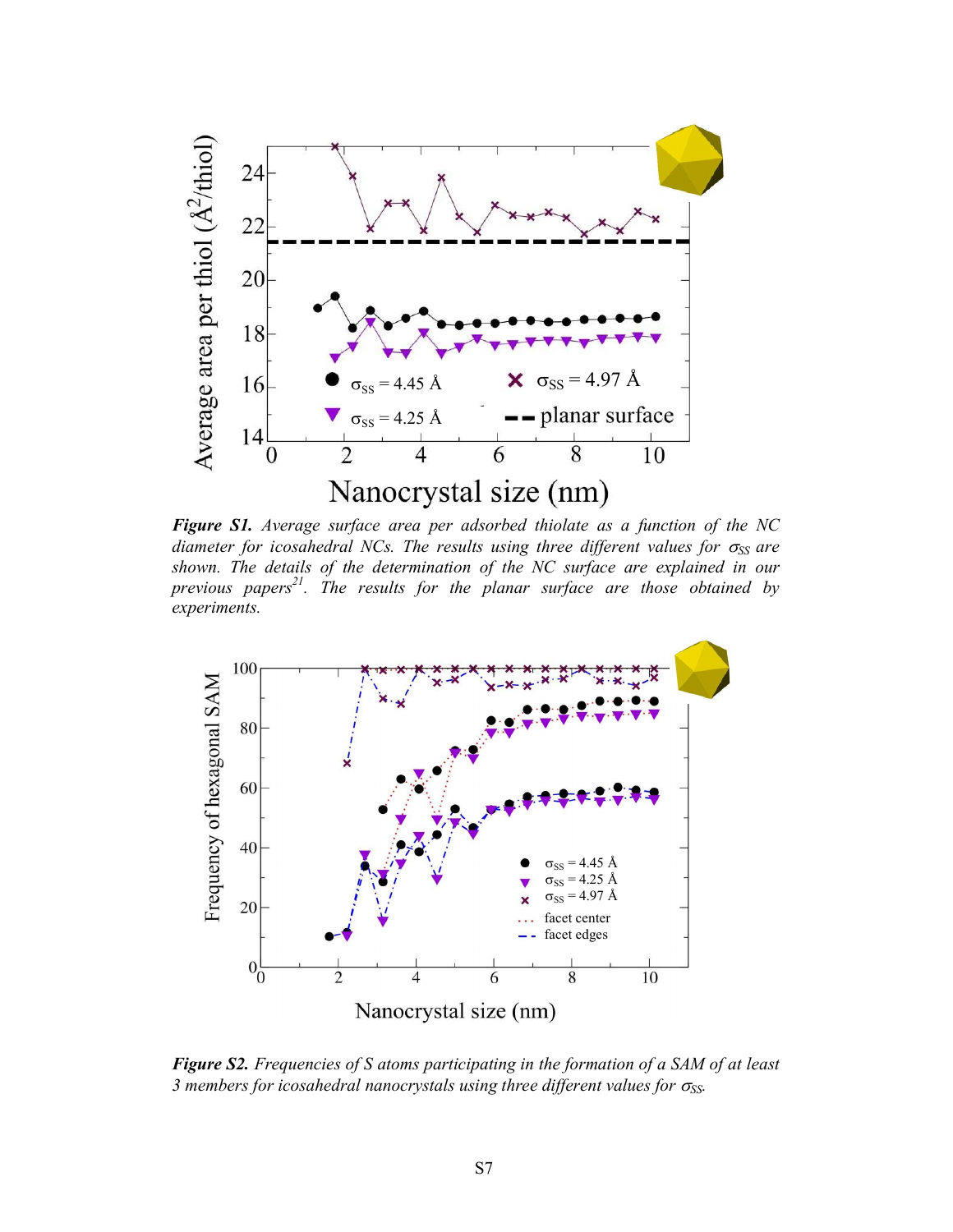***Figure S1.*** *Average surface area per adsorbed thiolate as a function of the NC diameter for icosahedral NCs. The results using three different values for* $\sigma_{SS}$ *are shown. The details of the determination of the NC surface are explained in our previous papers*[21]*. The results for the planar surface are those obtained by experiments.*

***Figure S2.*** *Frequencies of S atoms participating in the formation of a SAM of at least 3 members for icosahedral nanocrystals using three different values for* $\sigma_{SS}$*.*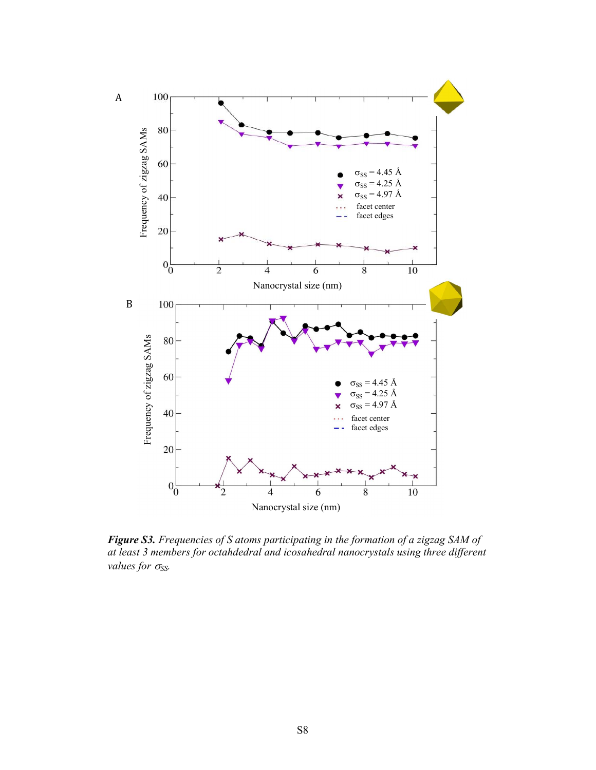***Figure S3.*** *Frequencies of S atoms participating in the formation of a zigzag SAM of at least 3 members for octahdedral and icosahedral nanocrystals using three different values for $\sigma_{SS}$.*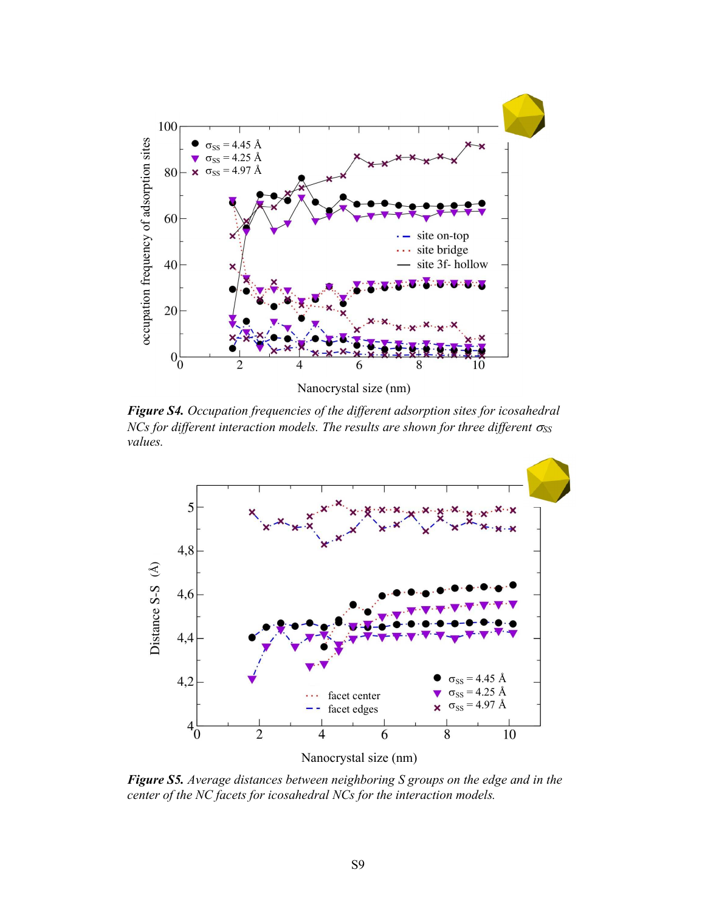100

80

60

40

20

0

0 2 4 6 8 10

occupation frequency of adsorption sites

Nanocrystal size (nm)

$\sigma_{SS}$ = 4.45 Å

$\sigma_{SS}$ = 4.25 Å

$\sigma_{SS}$ = 4.97 Å

site on-top

site bridge

site 3f- hollow

***Figure S4.*** *Occupation frequencies of the different adsorption sites for icosahedral NCs for different interaction models. The results are shown for three different $\sigma_{SS}$ values.*

5

4,8

4,6

4,4

4,2

4

0 2 4 6 8 10

Distance S-S (Å)

Nanocrystal size (nm)

facet center

facet edges

$\sigma_{SS}$ = 4.45 Å

$\sigma_{SS}$ = 4.25 Å

$\sigma_{SS}$ = 4.97 Å

***Figure S5.*** *Average distances between neighboring S groups on the edge and in the center of the NC facets for icosahedral NCs for the interaction models.*